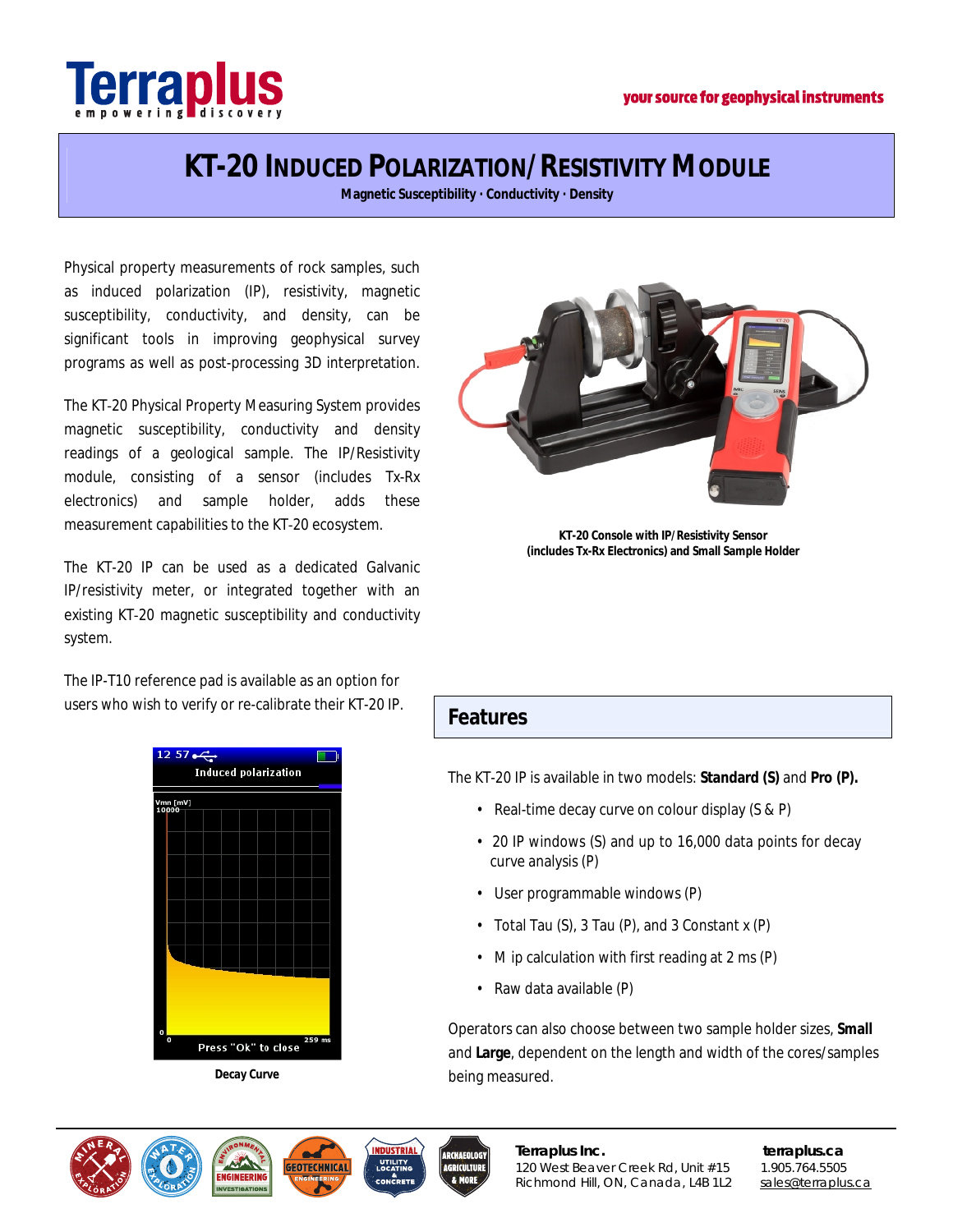# KT-20 Induced Polarization/Resistivity Module

**Magnetic Susceptibility · Conductivity · Density**

Physical property measurements of rock samples, such as induced polarization (IP), resistivity, magnetic susceptibility, conductivity, and density, can be significant tools in improving geophysical survey programs as well as post-processing 3D interpretation.

The KT-20 Physical Property Measuring System provides magnetic susceptibility, conductivity and density readings of a geological sample. The IP/Resistivity module, consisting of a sensor (includes Tx-Rx electronics) and sample holder, adds these measurement capabilities to the KT-20 ecosystem.

The KT-20 IP can be used as a dedicated Galvanic IP/resistivity meter, or integrated together with an existing KT-20 magnetic susceptibility and conductivity system.

The IP-T10 reference pad is available as an option for users who wish to verify or re-calibrate their KT-20 IP.

**KT-20 Console with IP/Resistivity Sensor (includes Tx-Rx Electronics) and Small Sample Holder**

**Decay Curve**

## Features

The KT-20 IP is available in two models: **Standard (S)** and **Pro (P).**

- Real-time decay curve on colour display (S & P)
- 20 IP windows (S) and up to 16,000 data points for decay curve analysis (P)
- User programmable windows (P)
- Total Tau (S), 3 Tau (P), and 3 Constant x (P)
- M ip calculation with first reading at 2 ms (P)
- Raw data available (P)

Operators can also choose between two sample holder sizes, **Small** and **Large**, dependent on the length and width of the cores/samples being measured.

**Terraplus Inc.**
120 West Beaver Creek Rd, Unit #15
Richmond Hill, ON, Canada, L4B 1L2

**terraplus.ca**
1.905.764.5505
sales@terraplus.ca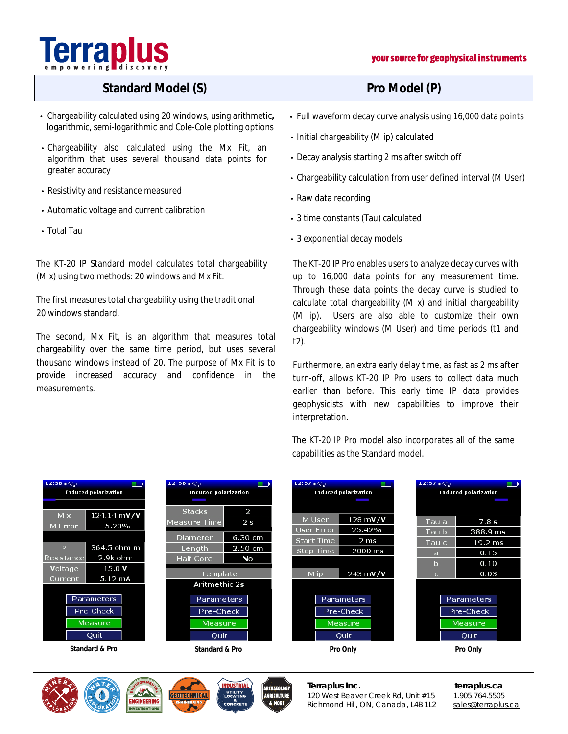| Standard Model (S) | Pro Model (P) |
| --- | --- |
| | |

## Standard Model (S)

- Chargeability calculated using 20 windows, using arithmetic, logarithmic, semi-logarithmic and Cole-Cole plotting options
- Chargeability also calculated using the Mx Fit, an algorithm that uses several thousand data points for greater accuracy
- Resistivity and resistance measured
- Automatic voltage and current calibration
- Total Tau

The KT-20 IP Standard model calculates total chargeability (M x) using two methods: 20 windows and Mx Fit.

The first measures total chargeability using the traditional 20 windows standard.

The second, Mx Fit, is an algorithm that measures total chargeability over the same time period, but uses several thousand windows instead of 20. The purpose of Mx Fit is to provide increased accuracy and confidence in the measurements.

## Pro Model (P)

- Full waveform decay curve analysis using 16,000 data points
- Initial chargeability (M ip) calculated
- Decay analysis starting 2 ms after switch off
- Chargeability calculation from user defined interval (M User)
- Raw data recording
- 3 time constants (Tau) calculated
- 3 exponential decay models

The KT-20 IP Pro enables users to analyze decay curves with up to 16,000 data points for any measurement time. Through these data points the decay curve is studied to calculate total chargeability (M x) and initial chargeability (M ip). Users are also able to customize their own chargeability windows (M User) and time periods (t1 and t2).

Furthermore, an extra early delay time, as fast as 2 ms after turn-off, allows KT-20 IP Pro users to collect data much earlier than before. This early time IP data provides geophysicists with new capabilities to improve their interpretation.

The KT-20 IP Pro model also incorporates all of the same capabilities as the Standard model.

| Induced polarization | |
| --- | --- |
| M x | 124.14 mV/V |
| M Error | 5.20% |
| ρ | 364.5 ohm.m |
| Resistance | 2.9k ohm |
| Voltage | 15.0 V |
| Current | 5.12 mA |

Parameters / Pre-Check / Measure / Quit

**Standard & Pro**

| Induced polarization | |
| --- | --- |
| Stacks | 2 |
| Measure Time | 2 s |
| Diameter | 6.30 cm |
| Length | 2.50 cm |
| Half Core | No |
| Template | Aritmethic 2s |

Parameters / Pre-Check / Measure / Quit

**Standard & Pro**

| Induced polarization | |
| --- | --- |
| M User | 128 mV/V |
| User Error | 25.42% |
| Start Time | 2 ms |
| Stop Time | 2000 ms |
| M ip | 243 mV/V |

Parameters / Pre-Check / Measure / Quit

**Pro Only**

| Induced polarization | |
| --- | --- |
| Tau a | 7.8 s |
| Tau b | 388.9 ms |
| Tau c | 19.2 ms |
| a | 0.15 |
| b | 0.10 |
| c | 0.03 |

Parameters / Pre-Check / Measure / Quit

**Pro Only**

**Terraplus Inc.**
120 West Beaver Creek Rd, Unit #15
Richmond Hill, ON, Canada, L4B 1L2

**terraplus.ca**
1.905.764.5505
sales@terraplus.ca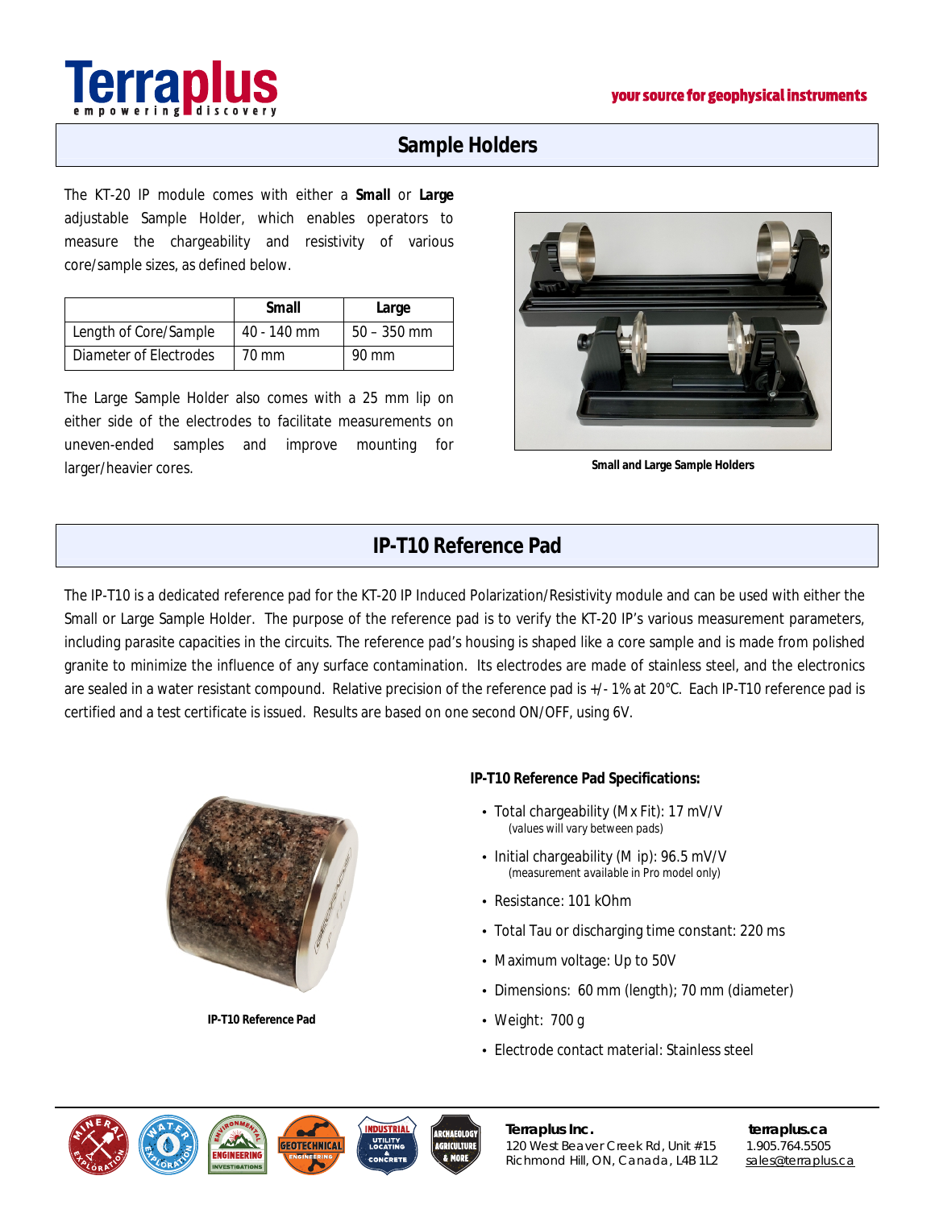## Sample Holders

The KT-20 IP module comes with either a **Small** or **Large** adjustable Sample Holder, which enables operators to measure the chargeability and resistivity of various core/sample sizes, as defined below.

| | Small | Large |
|---|---|---|
| Length of Core/Sample | 40 - 140 mm | 50 – 350 mm |
| Diameter of Electrodes | 70 mm | 90 mm |

The Large Sample Holder also comes with a 25 mm lip on either side of the electrodes to facilitate measurements on uneven-ended samples and improve mounting for larger/heavier cores.

**Small and Large Sample Holders**

## IP-T10 Reference Pad

The IP-T10 is a dedicated reference pad for the KT-20 IP Induced Polarization/Resistivity module and can be used with either the Small or Large Sample Holder. The purpose of the reference pad is to verify the KT-20 IP's various measurement parameters, including parasite capacities in the circuits. The reference pad's housing is shaped like a core sample and is made from polished granite to minimize the influence of any surface contamination. Its electrodes are made of stainless steel, and the electronics are sealed in a water resistant compound. Relative precision of the reference pad is +/- 1% at 20°C. Each IP-T10 reference pad is certified and a test certificate is issued. Results are based on one second ON/OFF, using 6V.

**IP-T10 Reference Pad**

**IP-T10 Reference Pad Specifications:**

- Total chargeability (Mx Fit): 17 mV/V
  (values will vary between pads)
- Initial chargeability (M ip): 96.5 mV/V
  (measurement available in Pro model only)
- Resistance: 101 kOhm
- Total Tau or discharging time constant: 220 ms
- Maximum voltage: Up to 50V
- Dimensions: 60 mm (length); 70 mm (diameter)
- Weight: 700 g
- Electrode contact material: Stainless steel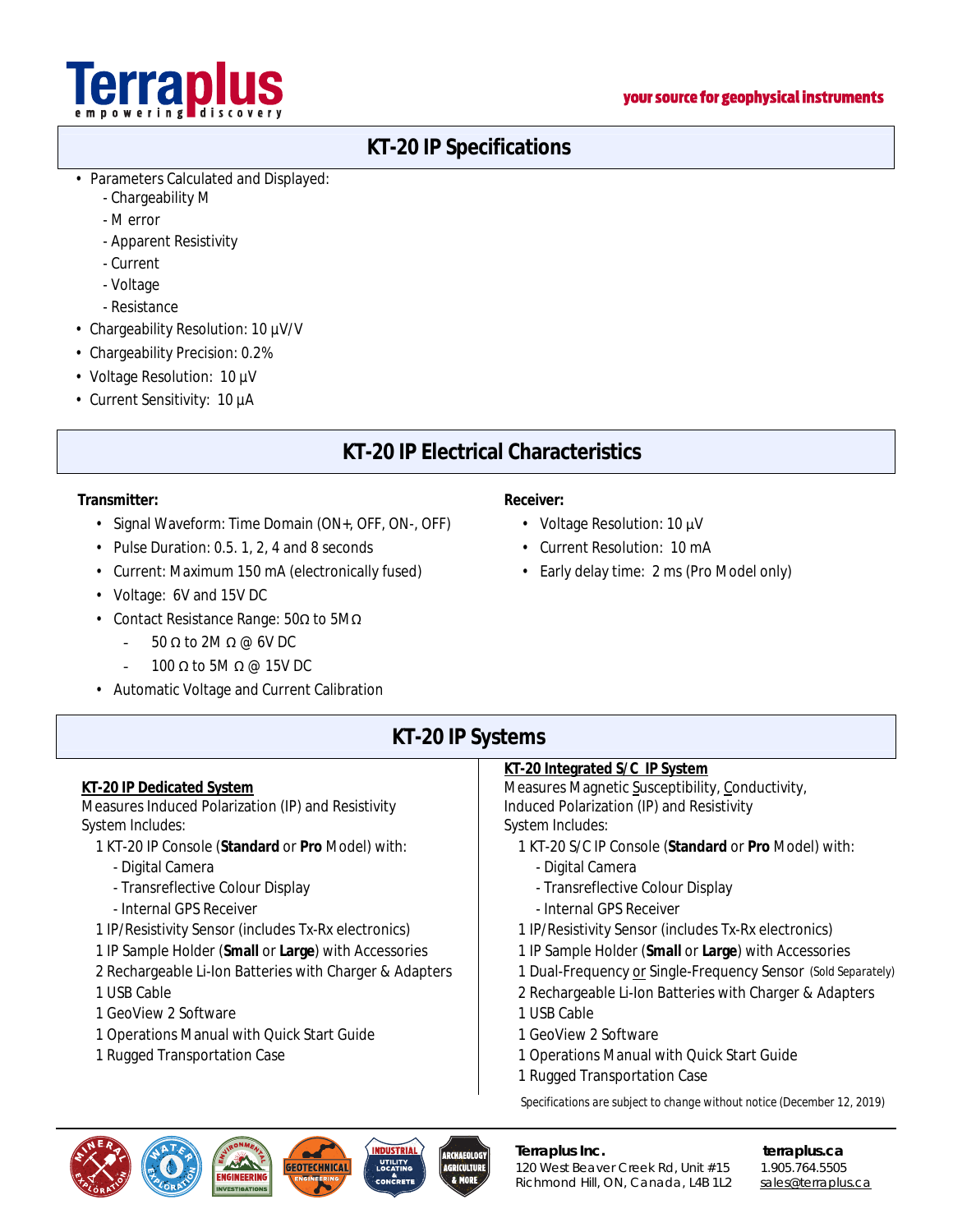## KT-20 IP Specifications

- Parameters Calculated and Displayed:
  - Chargeability M
  - M error
  - Apparent Resistivity
  - Current
  - Voltage
  - Resistance
- Chargeability Resolution: 10 µV/V
- Chargeability Precision: 0.2%
- Voltage Resolution: 10 µV
- Current Sensitivity: 10 µA

## KT-20 IP Electrical Characteristics

**Transmitter:**

- Signal Waveform: Time Domain (ON+, OFF, ON-, OFF)
- Pulse Duration: 0.5. 1, 2, 4 and 8 seconds
- Current: Maximum 150 mA (electronically fused)
- Voltage: 6V and 15V DC
- Contact Resistance Range: 50Ω to 5MΩ
  - 50 Ω to 2M Ω @ 6V DC
  - 100 Ω to 5M Ω @ 15V DC
- Automatic Voltage and Current Calibration

**Receiver:**

- Voltage Resolution: 10 µV
- Current Resolution: 10 mA
- Early delay time: 2 ms (Pro Model only)

## KT-20 IP Systems

**KT-20 IP Dedicated System**

Measures Induced Polarization (IP) and Resistivity

System Includes:

1 KT-20 IP Console (**Standard** or **Pro** Model) with:
- Digital Camera
- Transreflective Colour Display
- Internal GPS Receiver

1 IP/Resistivity Sensor (includes Tx-Rx electronics)
1 IP Sample Holder (**Small** or **Large**) with Accessories
2 Rechargeable Li-Ion Batteries with Charger & Adapters
1 USB Cable
1 GeoView 2 Software
1 Operations Manual with Quick Start Guide
1 Rugged Transportation Case

**KT-20 Integrated S/C IP System**

Measures Magnetic Susceptibility, Conductivity, Induced Polarization (IP) and Resistivity

System Includes:

1 KT-20 S/C IP Console (**Standard** or **Pro** Model) with:
- Digital Camera
- Transreflective Colour Display
- Internal GPS Receiver

1 IP/Resistivity Sensor (includes Tx-Rx electronics)
1 IP Sample Holder (**Small** or **Large**) with Accessories
1 Dual-Frequency or Single-Frequency Sensor (Sold Separately)
2 Rechargeable Li-Ion Batteries with Charger & Adapters
1 USB Cable
1 GeoView 2 Software
1 Operations Manual with Quick Start Guide
1 Rugged Transportation Case

Specifications are subject to change without notice (December 12, 2019)

**Terraplus Inc.**
120 West Beaver Creek Rd, Unit #15
Richmond Hill, ON, Canada, L4B 1L2

**terraplus.ca**
1.905.764.5505
sales@terraplus.ca